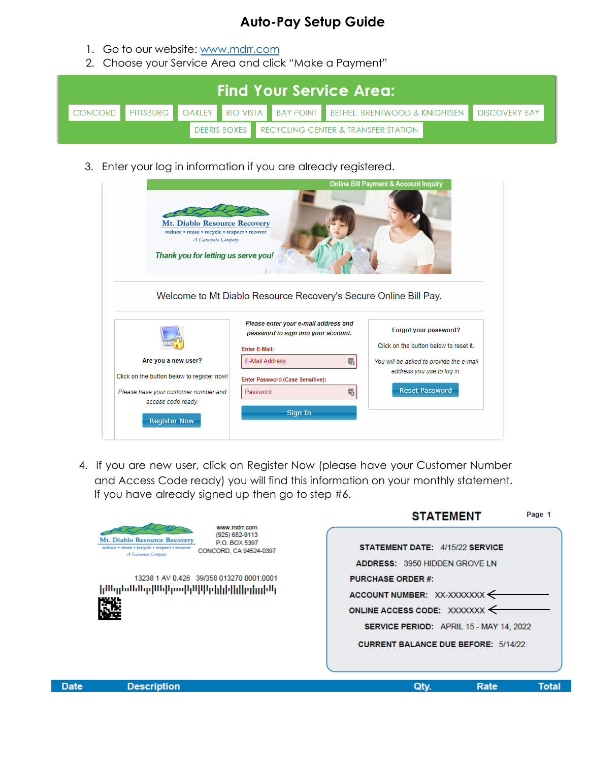# Auto-Pay Setup Guide

1. Go to our website: www.mdrr.com
2. Choose your Service Area and click "Make a Payment"

## Find Your Service Area:

CONCORD | PITTSBURG | OAKLEY | RIO VISTA | BAY POINT | BETHEL, BRENTWOOD & KNIGHTSEN | DISCOVERY BAY | DEBRIS BOXES | RECYCLING CENTER & TRANSFER STATION

3. Enter your log in information if you are already registered.

Online Bill Payment & Account Inquiry

Mt. Diablo Resource Recovery
reduce • reuse • recycle • respect • recover
*A Garaventa Company*

*Thank you for letting us serve you!*

Welcome to Mt Diablo Resource Recovery's Secure Online Bill Pay.

**Are you a new user?**

Click on the button below to register now!

*Please have your customer number and access code ready.*

Register Now

*Please enter your e-mail address and password to sign into your account.*

Enter E-Mail:
E-Mail Address

Enter Password (Case Sensitive):
Password

Sign In

**Forgot your password?**

Click on the button below to reset it.

*You will be asked to provide the e-mail address you use to log in.*

Reset Password

4. If you are new user, click on Register Now (please have your Customer Number and Access Code ready) you will find this information on your monthly statement. If you have already signed up then go to step #6.

Mt. Diablo Resource Recovery
reduce • reuse • recycle • respect • recover
*A Garaventa Company*

www.mdrr.com
(925) 682-9113
P.O. BOX 5397
CONCORD, CA 94524-0397

13238 1 AV 0.426 39/358 013270 0001:0001

**STATEMENT** Page 1

**STATEMENT DATE:** 4/15/22 **SERVICE ADDRESS:** 3950 HIDDEN GROVE LN
**PURCHASE ORDER #:**
**ACCOUNT NUMBER:** XX-XXXXXXX ←
**ONLINE ACCESS CODE:** XXXXXXX ←
**SERVICE PERIOD:** APRIL 15 - MAY 14, 2022
**CURRENT BALANCE DUE BEFORE:** 5/14/22

| Date | Description | Qty. | Rate | Total |
|---|---|---|---|---|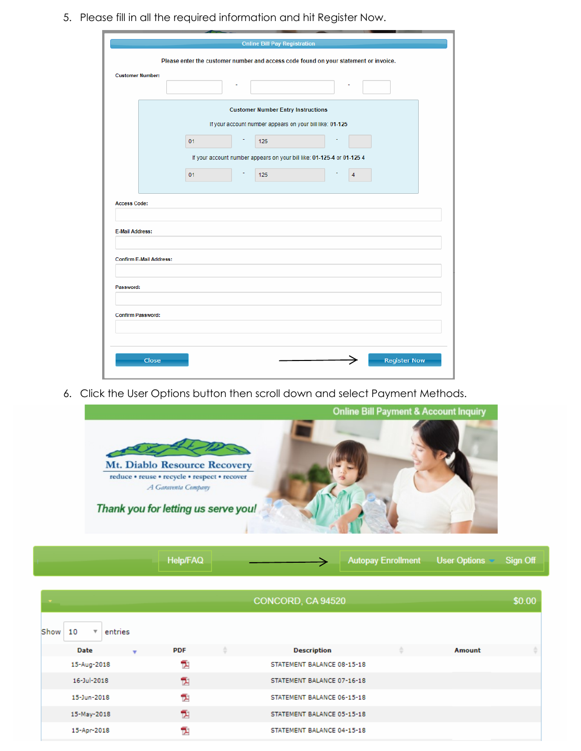5. Please fill in all the required information and hit Register Now.

**Online Bill Pay Registration**

Please enter the customer number and access code found on your statement or invoice.

Customer Number: ____ - ____ - ____

**Customer Number Entry Instructions**

If your account number appears on your bill like: **01-125**

01 - 125 -

If your account number appears on your bill like: **01-125-4** or **01-125 4**

01 - 125 - 4

Access Code:

E-Mail Address:

Confirm E-Mail Address:

Password:

Confirm Password:

Close → Register Now

6. Click the User Options button then scroll down and select Payment Methods.

Online Bill Payment & Account Inquiry

Mt. Diablo Resource Recovery

reduce • reuse • recycle • respect • recover

*A Garaventa Company*

*Thank you for letting us serve you!*

Help/FAQ → Autopay Enrollment | User Options | Sign Off

CONCORD, CA 94520 $0.00

Show 10 entries

| Date | PDF | Description | Amount |
|---|---|---|---|
| 15-Aug-2018 | | STATEMENT BALANCE 08-15-18 | |
| 16-Jul-2018 | | STATEMENT BALANCE 07-16-18 | |
| 15-Jun-2018 | | STATEMENT BALANCE 06-15-18 | |
| 15-May-2018 | | STATEMENT BALANCE 05-15-18 | |
| 15-Apr-2018 | | STATEMENT BALANCE 04-15-18 | |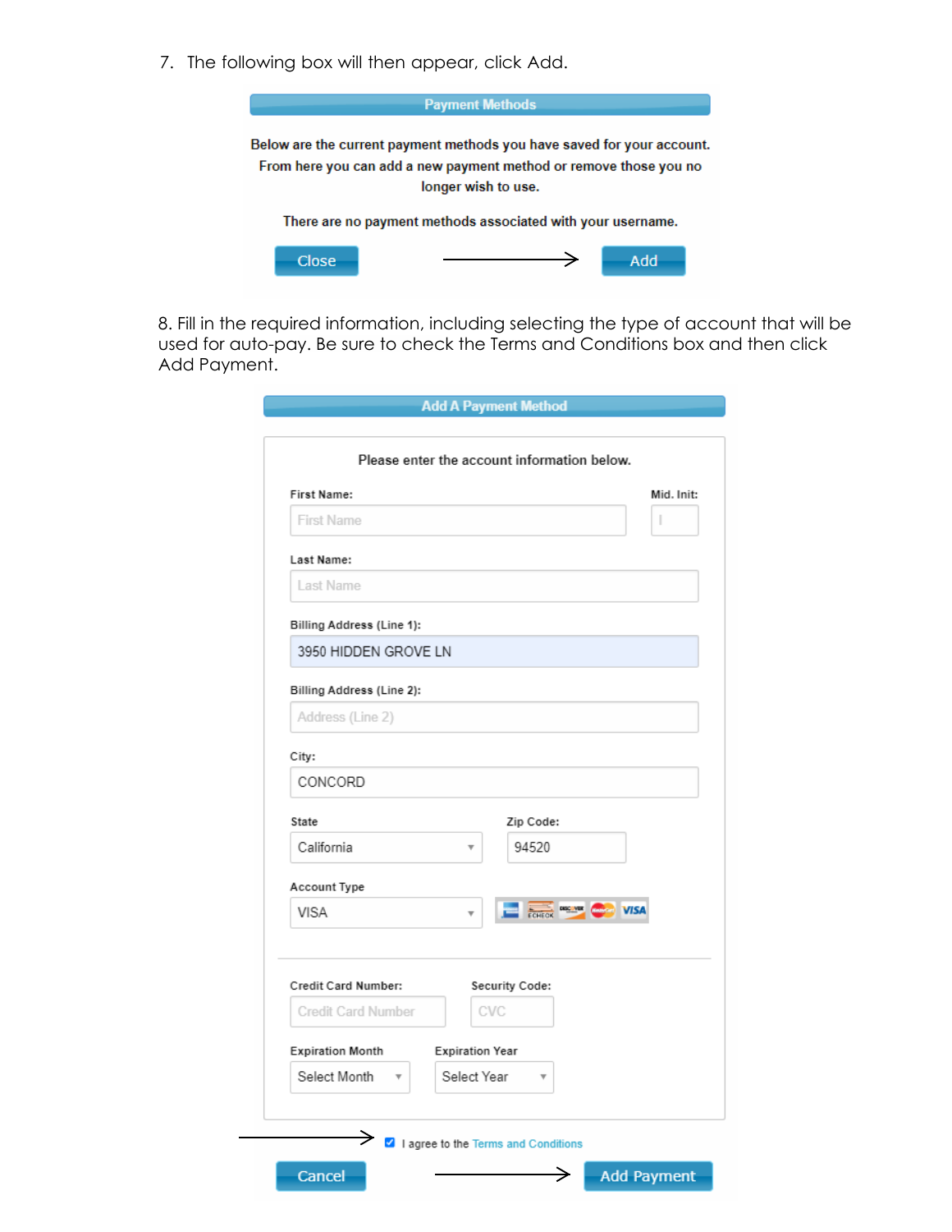7. The following box will then appear, click Add.

**Payment Methods**

Below are the current payment methods you have saved for your account. From here you can add a new payment method or remove those you no longer wish to use.

There are no payment methods associated with your username.

Close → Add

8. Fill in the required information, including selecting the type of account that will be used for auto-pay. Be sure to check the Terms and Conditions box and then click Add Payment.

**Add A Payment Method**

Please enter the account information below.

First Name: First Name

Mid. Init: I

Last Name: Last Name

Billing Address (Line 1): 3950 HIDDEN GROVE LN

Billing Address (Line 2): Address (Line 2)

City: CONCORD

State: California

Zip Code: 94520

Account Type: VISA

Credit Card Number: Credit Card Number

Security Code: CVC

Expiration Month: Select Month

Expiration Year: Select Year

→ ☑ I agree to the Terms and Conditions

Cancel → Add Payment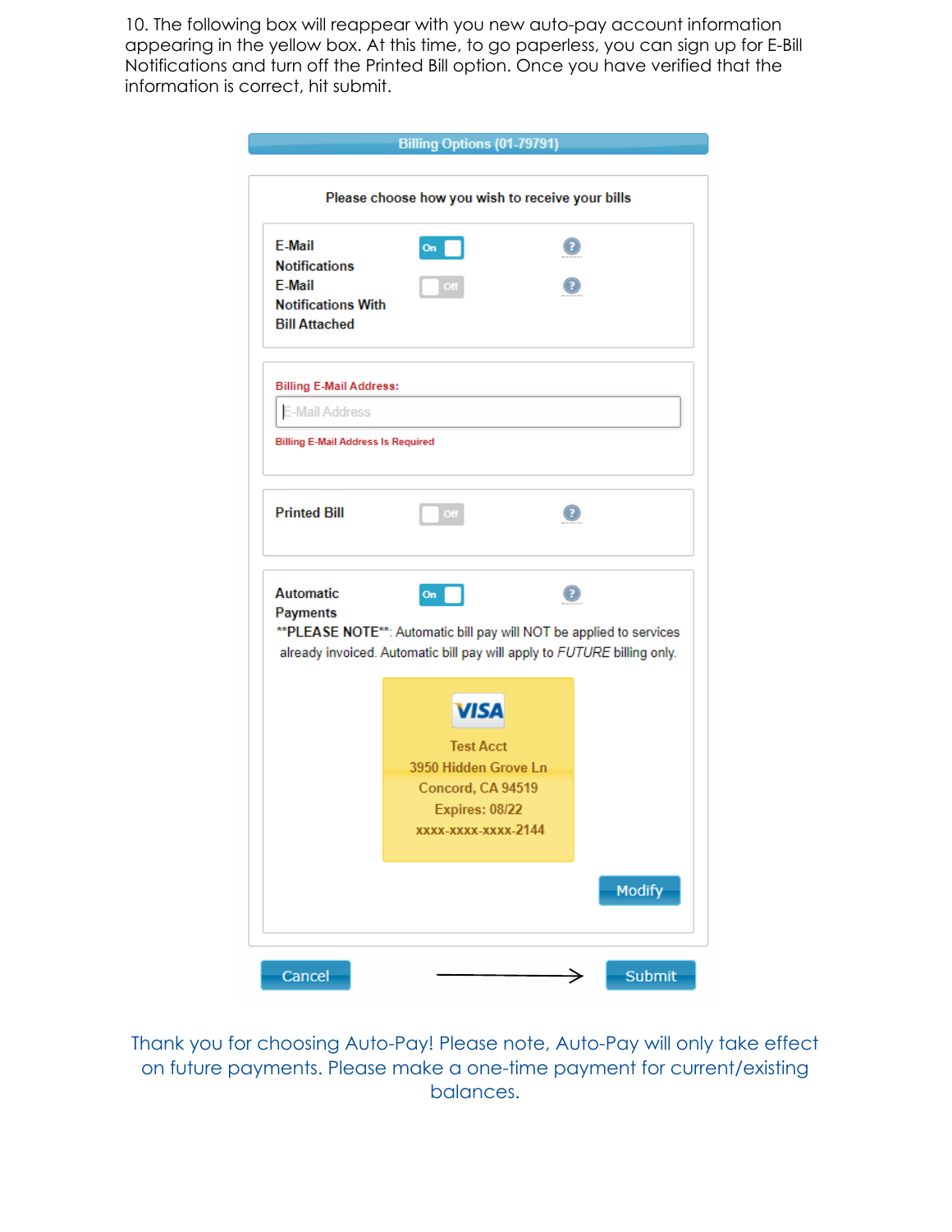10. The following box will reappear with you new auto-pay account information appearing in the yellow box. At this time, to go paperless, you can sign up for E-Bill Notifications and turn off the Printed Bill option. Once you have verified that the information is correct, hit submit.

Billing Options (01-79791)

Please choose how you wish to receive your bills

E-Mail Notifications — On

E-Mail Notifications With Bill Attached — Off

Billing E-Mail Address:

E-Mail Address

Billing E-Mail Address Is Required

Printed Bill — Off

Automatic Payments — On

**PLEASE NOTE**: Automatic bill pay will NOT be applied to services already invoiced. Automatic bill pay will apply to *FUTURE* billing only.

VISA
Test Acct
3950 Hidden Grove Ln
Concord, CA 94519
Expires: 08/22
xxxx-xxxx-xxxx-2144

Modify

Cancel → Submit

Thank you for choosing Auto-Pay! Please note, Auto-Pay will only take effect on future payments. Please make a one-time payment for current/existing balances.